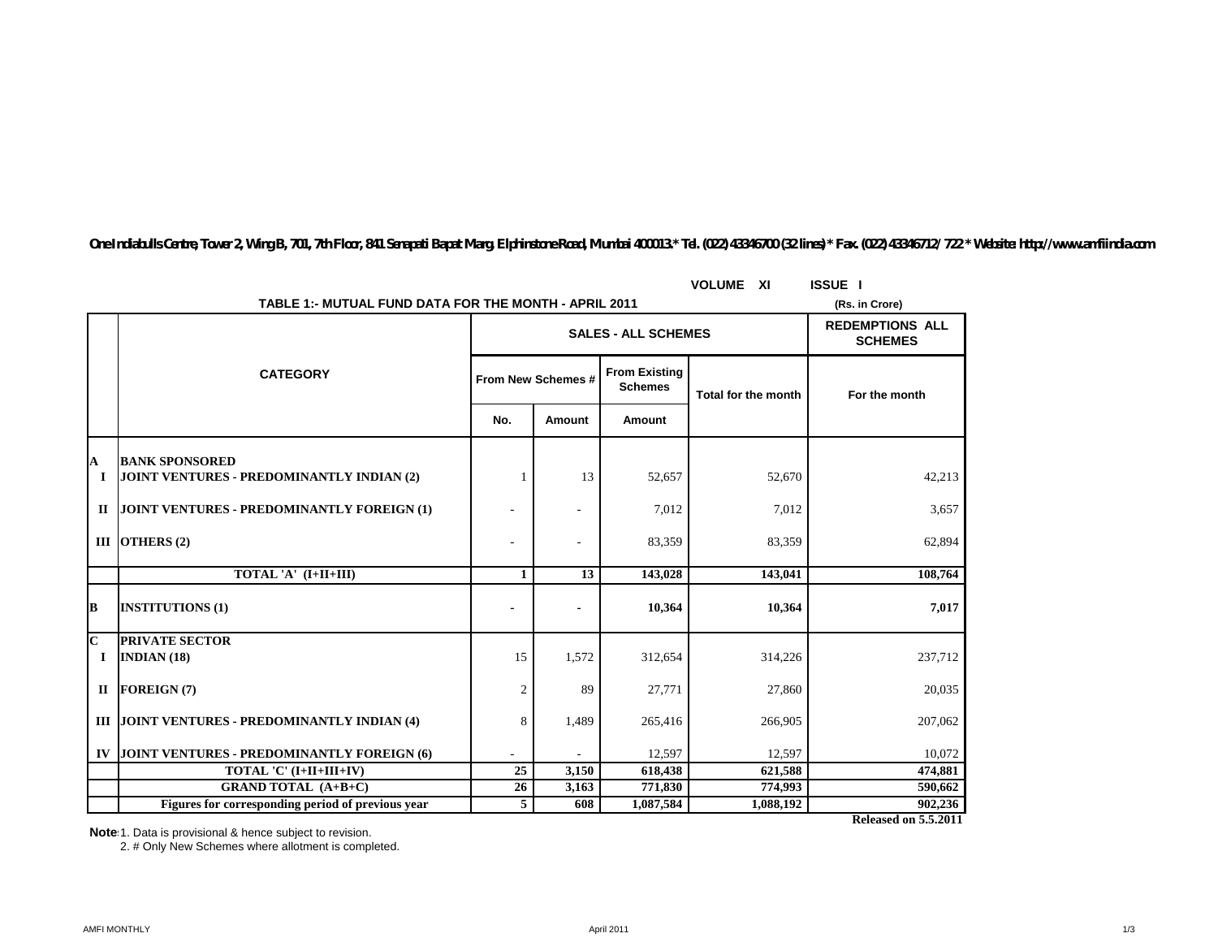One Indiabulls Centre, Tower 2, Wing B, 701, 7th Floor, 841 Senapati Bapat Marg, Elphinstone Road, Mumbai 400013.* Tel. (022) 43346700 (32 lines) * Fax. (022) 43346712/ 722 * Website: http://www.amfiindia.com

VOLUME XI ISSUE I

## TABLE 1:- MUTUAL FUND DATA FOR THE MONTH - APRIL 2011

(Rs. in Crore)

| | CATEGORY | SALES - ALL SCHEMES | | | | REDEMPTIONS ALL SCHEMES |
|---|---|---|---|---|---|---|
| | | From New Schemes # | | From Existing Schemes | Total for the month | For the month |
| | | No. | Amount | Amount | | |
| **A** | **BANK SPONSORED** | | | | | |
| **I** | **JOINT VENTURES - PREDOMINANTLY INDIAN (2)** | 1 | 13 | 52,657 | 52,670 | 42,213 |
| **II** | **JOINT VENTURES - PREDOMINANTLY FOREIGN (1)** | - | - | 7,012 | 7,012 | 3,657 |
| **III** | **OTHERS (2)** | - | - | 83,359 | 83,359 | 62,894 |
| | **TOTAL 'A' (I+II+III)** | **1** | **13** | **143,028** | **143,041** | **108,764** |
| **B** | **INSTITUTIONS (1)** | **-** | **-** | **10,364** | **10,364** | **7,017** |
| **C** | **PRIVATE SECTOR** | | | | | |
| **I** | **INDIAN (18)** | 15 | 1,572 | 312,654 | 314,226 | 237,712 |
| **II** | **FOREIGN (7)** | 2 | 89 | 27,771 | 27,860 | 20,035 |
| **III** | **JOINT VENTURES - PREDOMINANTLY INDIAN (4)** | 8 | 1,489 | 265,416 | 266,905 | 207,062 |
| **IV** | **JOINT VENTURES - PREDOMINANTLY FOREIGN (6)** | - | - | 12,597 | 12,597 | 10,072 |
| | **TOTAL 'C' (I+II+III+IV)** | **25** | **3,150** | **618,438** | **621,588** | **474,881** |
| | **GRAND TOTAL (A+B+C)** | **26** | **3,163** | **771,830** | **774,993** | **590,662** |
| | **Figures for corresponding period of previous year** | **5** | **608** | **1,087,584** | **1,088,192** | **902,236** |

**Released on 5.5.2011**

**Notes:** 1. Data is provisional & hence subject to revision.

2. # Only New Schemes where allotment is completed.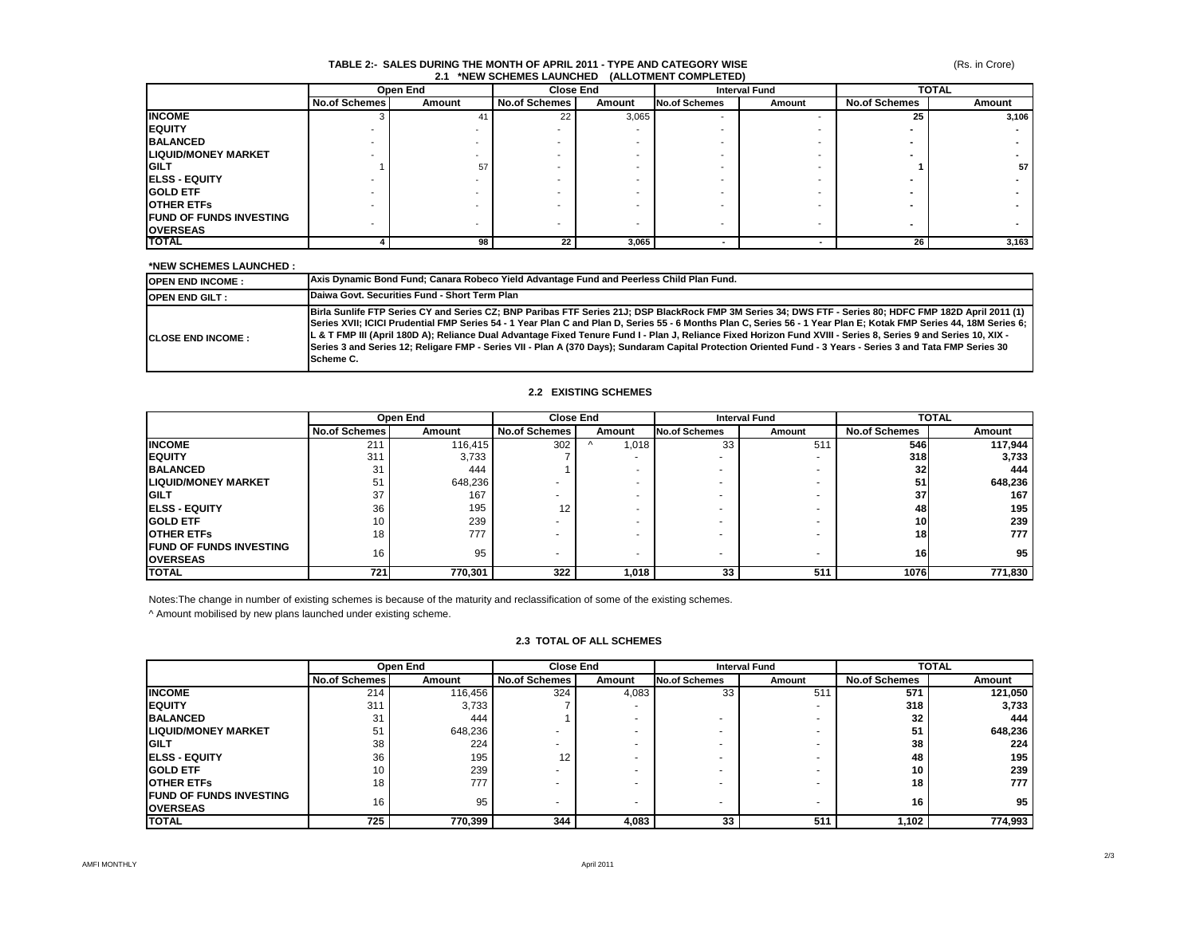## TABLE 2:- SALES DURING THE MONTH OF APRIL 2011 - TYPE AND CATEGORY WISE

(Rs. in Crore)

### 2.1 *NEW SCHEMES LAUNCHED (ALLOTMENT COMPLETED)

| | Open End | | Close End | | Interval Fund | | TOTAL | |
|---|---|---|---|---|---|---|---|---|
| | No.of Schemes | Amount | No.of Schemes | Amount | No.of Schemes | Amount | No.of Schemes | Amount |
| **INCOME** | 3 | 41 | 22 | 3,065 | - | - | **25** | **3,106** |
| **EQUITY** | - | - | - | - | - | - | **-** | **-** |
| **BALANCED** | - | - | - | - | - | - | **-** | **-** |
| **LIQUID/MONEY MARKET** | - | - | - | - | - | - | **-** | **-** |
| **GILT** | 1 | 57 | - | - | - | - | **1** | **57** |
| **ELSS - EQUITY** | - | - | - | - | - | - | **-** | **-** |
| **GOLD ETF** | - | - | - | - | - | - | **-** | **-** |
| **OTHER ETFs** | - | - | - | - | - | - | **-** | **-** |
| **FUND OF FUNDS INVESTING OVERSEAS** | - | - | - | - | - | - | **-** | **-** |
| **TOTAL** | **4** | **98** | **22** | **3,065** | **-** | **-** | **26** | **3,163** |

**\*NEW SCHEMES LAUNCHED :**

| | |
|---|---|
| **OPEN END INCOME :** | **Axis Dynamic Bond Fund; Canara Robeco Yield Advantage Fund and Peerless Child Plan Fund.** |
| **OPEN END GILT :** | **Daiwa Govt. Securities Fund - Short Term Plan** |
| **CLOSE END INCOME :** | **Birla Sunlife FTP Series CY and Series CZ; BNP Paribas FTF Series 21J; DSP BlackRock FMP 3M Series 34; DWS FTF - Series 80; HDFC FMP 182D April 2011 (1) Series XVII; ICICI Prudential FMP Series 54 - 1 Year Plan C and Plan D, Series 55 - 6 Months Plan C, Series 56 - 1 Year Plan E; Kotak FMP Series 44, 18M Series 6; L & T FMP III (April 180D A); Reliance Dual Advantage Fixed Tenure Fund I - Plan J, Reliance Fixed Horizon Fund XVIII - Series 8, Series 9 and Series 10, XIX - Series 3 and Series 12; Religare FMP - Series VII - Plan A (370 Days); Sundaram Capital Protection Oriented Fund - 3 Years - Series 3 and Tata FMP Series 30 Scheme C.** |

### 2.2 EXISTING SCHEMES

| | Open End | | Close End | | Interval Fund | | TOTAL | |
|---|---|---|---|---|---|---|---|---|
| | No.of Schemes | Amount | No.of Schemes | Amount | No.of Schemes | Amount | No.of Schemes | Amount |
| **INCOME** | 211 | 116,415 | 302 | ^ 1,018 | 33 | 511 | **546** | **117,944** |
| **EQUITY** | 311 | 3,733 | 7 | - | - | - | **318** | **3,733** |
| **BALANCED** | 31 | 444 | 1 | - | - | - | **32** | **444** |
| **LIQUID/MONEY MARKET** | 51 | 648,236 | - | - | - | - | **51** | **648,236** |
| **GILT** | 37 | 167 | - | - | - | - | **37** | **167** |
| **ELSS - EQUITY** | 36 | 195 | 12 | - | - | - | **48** | **195** |
| **GOLD ETF** | 10 | 239 | - | - | - | - | **10** | **239** |
| **OTHER ETFs** | 18 | 777 | - | - | - | - | **18** | **777** |
| **FUND OF FUNDS INVESTING OVERSEAS** | 16 | 95 | - | - | - | - | **16** | **95** |
| **TOTAL** | **721** | **770,301** | **322** | **1,018** | **33** | **511** | **1076** | **771,830** |

Notes:The change in number of existing schemes is because of the maturity and reclassification of some of the existing schemes.

^ Amount mobilised by new plans launched under existing scheme.

### 2.3 TOTAL OF ALL SCHEMES

| | Open End | | Close End | | Interval Fund | | TOTAL | |
|---|---|---|---|---|---|---|---|---|
| | No.of Schemes | Amount | No.of Schemes | Amount | No.of Schemes | Amount | No.of Schemes | Amount |
| **INCOME** | 214 | 116,456 | 324 | 4,083 | 33 | 511 | **571** | **121,050** |
| **EQUITY** | 311 | 3,733 | 7 | - | | - | **318** | **3,733** |
| **BALANCED** | 31 | 444 | 1 | - | - | - | **32** | **444** |
| **LIQUID/MONEY MARKET** | 51 | 648,236 | - | - | - | - | **51** | **648,236** |
| **GILT** | 38 | 224 | - | - | - | - | **38** | **224** |
| **ELSS - EQUITY** | 36 | 195 | 12 | - | - | - | **48** | **195** |
| **GOLD ETF** | 10 | 239 | - | - | - | - | **10** | **239** |
| **OTHER ETFs** | 18 | 777 | - | - | - | - | **18** | **777** |
| **FUND OF FUNDS INVESTING OVERSEAS** | 16 | 95 | - | - | - | - | **16** | **95** |
| **TOTAL** | **725** | **770,399** | **344** | **4,083** | **33** | **511** | **1,102** | **774,993** |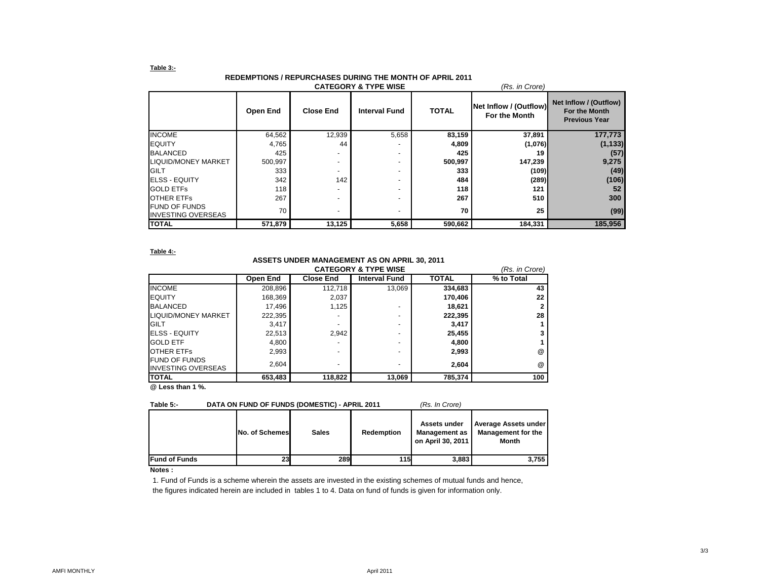**Table 3:-**

**REDEMPTIONS / REPURCHASES DURING THE MONTH OF APRIL 2011**

**CATEGORY & TYPE WISE** *(Rs. in Crore)*

| | Open End | Close End | Interval Fund | TOTAL | Net Inflow / (Outflow) For the Month | Net Inflow / (Outflow) For the Month Previous Year |
|---|---|---|---|---|---|---|
| INCOME | 64,562 | 12,939 | 5,658 | 83,159 | 37,891 | 177,773 |
| EQUITY | 4,765 | 44 | - | 4,809 | (1,076) | (1,133) |
| BALANCED | 425 | - | - | 425 | 19 | (57) |
| LIQUID/MONEY MARKET | 500,997 | - | - | 500,997 | 147,239 | 9,275 |
| GILT | 333 | - | - | 333 | (109) | (49) |
| ELSS - EQUITY | 342 | 142 | - | 484 | (289) | (106) |
| GOLD ETFs | 118 | - | - | 118 | 121 | 52 |
| OTHER ETFs | 267 | - | - | 267 | 510 | 300 |
| FUND OF FUNDS INVESTING OVERSEAS | 70 | - | - | 70 | 25 | (99) |
| TOTAL | 571,879 | 13,125 | 5,658 | 590,662 | 184,331 | 185,956 |

**Table 4:-**

**ASSETS UNDER MANAGEMENT AS ON APRIL 30, 2011**

**CATEGORY & TYPE WISE** *(Rs. in Crore)*

| | Open End | Close End | Interval Fund | TOTAL | % to Total |
|---|---|---|---|---|---|
| INCOME | 208,896 | 112,718 | 13,069 | 334,683 | 43 |
| EQUITY | 168,369 | 2,037 | | 170,406 | 22 |
| BALANCED | 17,496 | 1,125 | - | 18,621 | 2 |
| LIQUID/MONEY MARKET | 222,395 | - | - | 222,395 | 28 |
| GILT | 3,417 | - | - | 3,417 | 1 |
| ELSS - EQUITY | 22,513 | 2,942 | - | 25,455 | 3 |
| GOLD ETF | 4,800 | - | - | 4,800 | 1 |
| OTHER ETFs | 2,993 | - | - | 2,993 | @ |
| FUND OF FUNDS INVESTING OVERSEAS | 2,604 | - | - | 2,604 | @ |
| TOTAL | 653,483 | 118,822 | 13,069 | 785,374 | 100 |

**@ Less than 1 %.**

**Table 5:- DATA ON FUND OF FUNDS (DOMESTIC) - APRIL 2011** *(Rs. In Crore)*

| | No. of Schemes | Sales | Redemption | Assets under Management as on April 30, 2011 | Average Assets under Management for the Month |
|---|---|---|---|---|---|
| Fund of Funds | 23 | 289 | 115 | 3,883 | 3,755 |

**Notes :**

1. Fund of Funds is a scheme wherein the assets are invested in the existing schemes of mutual funds and hence, the figures indicated herein are included in tables 1 to 4. Data on fund of funds is given for information only.